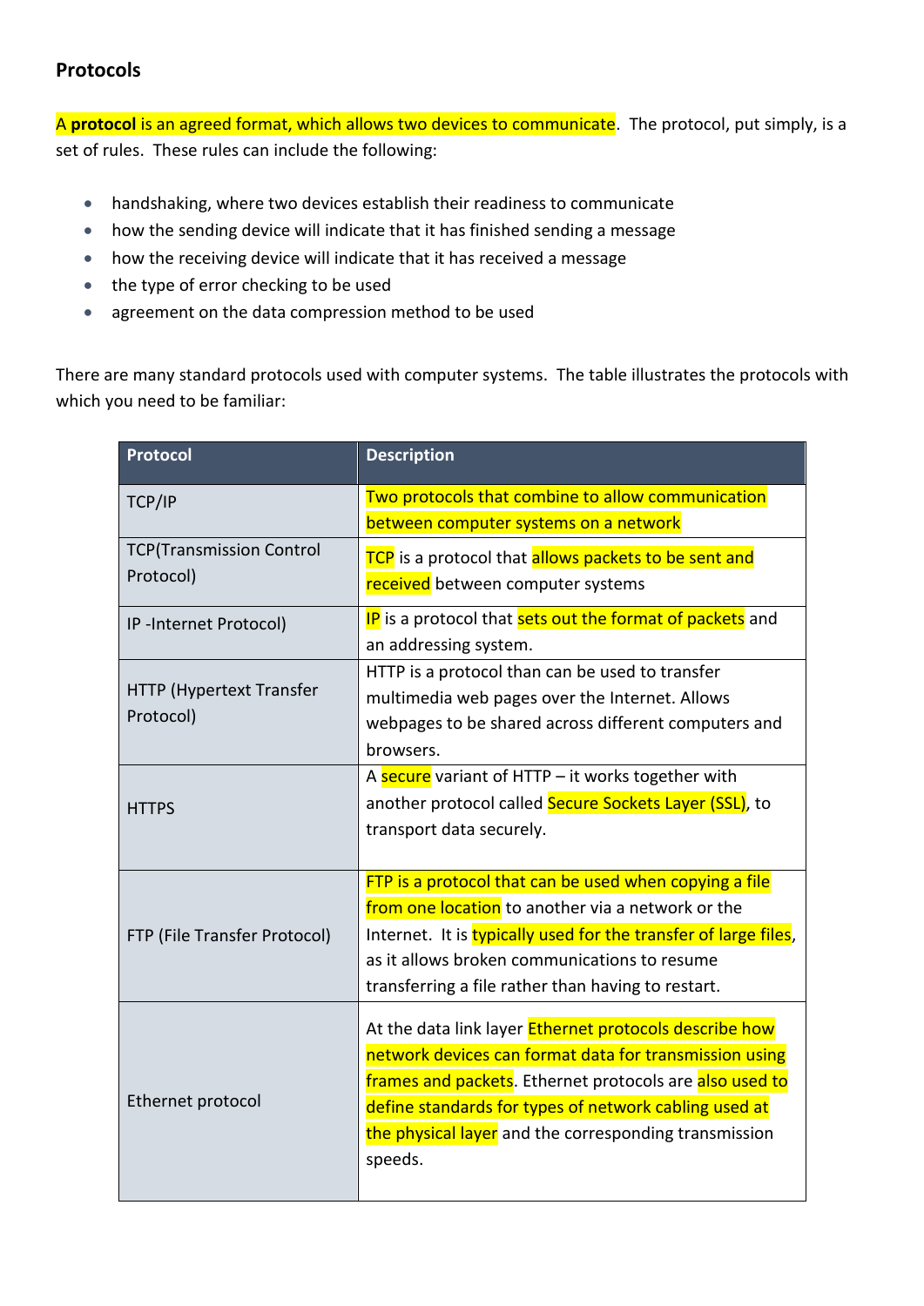## Protocols

A **protocol** is an agreed format, which allows two devices to communicate. The protocol, put simply, is a set of rules. These rules can include the following:

- handshaking, where two devices establish their readiness to communicate
- how the sending device will indicate that it has finished sending a message
- how the receiving device will indicate that it has received a message
- the type of error checking to be used
- agreement on the data compression method to be used

There are many standard protocols used with computer systems. The table illustrates the protocols with which you need to be familiar:

| Protocol | Description |
|---|---|
| TCP/IP | Two protocols that combine to allow communication between computer systems on a network |
| TCP(Transmission Control Protocol) | TCP is a protocol that allows packets to be sent and received between computer systems |
| IP -Internet Protocol) | IP is a protocol that sets out the format of packets and an addressing system. |
| HTTP (Hypertext Transfer Protocol) | HTTP is a protocol than can be used to transfer multimedia web pages over the Internet. Allows webpages to be shared across different computers and browsers. |
| HTTPS | A secure variant of HTTP – it works together with another protocol called Secure Sockets Layer (SSL), to transport data securely. |
| FTP (File Transfer Protocol) | FTP is a protocol that can be used when copying a file from one location to another via a network or the Internet. It is typically used for the transfer of large files, as it allows broken communications to resume transferring a file rather than having to restart. |
| Ethernet protocol | At the data link layer Ethernet protocols describe how network devices can format data for transmission using frames and packets. Ethernet protocols are also used to define standards for types of network cabling used at the physical layer and the corresponding transmission speeds. |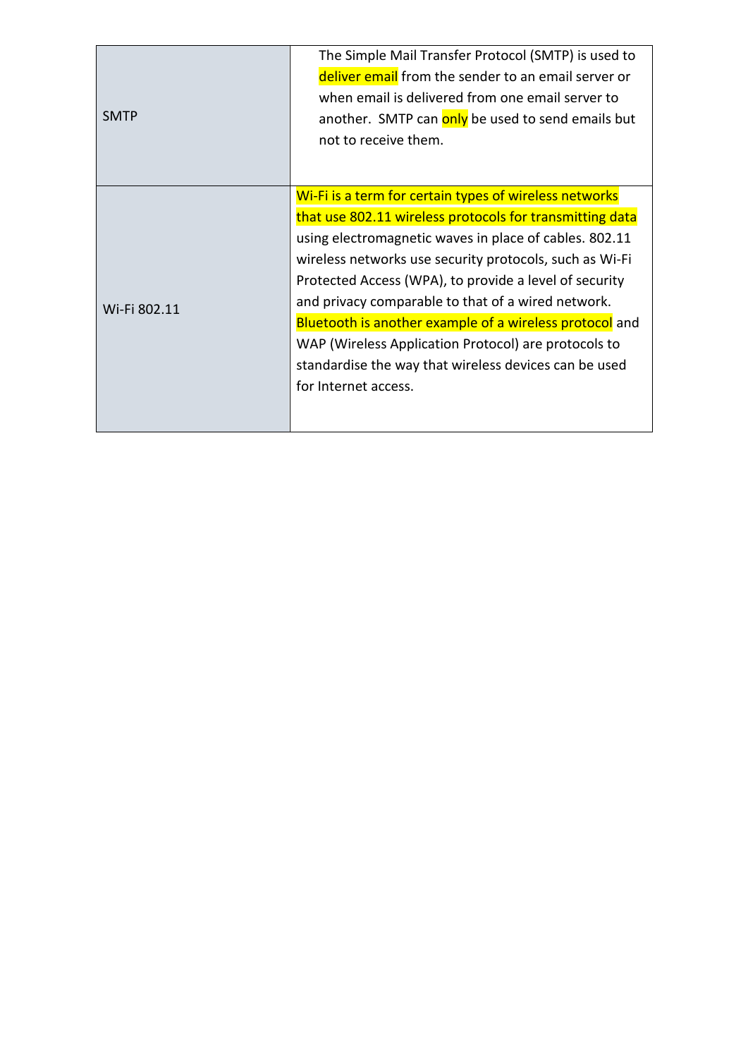| | |
|---|---|
| SMTP | The Simple Mail Transfer Protocol (SMTP) is used to deliver email from the sender to an email server or when email is delivered from one email server to another. SMTP can only be used to send emails but not to receive them. |
| Wi-Fi 802.11 | Wi-Fi is a term for certain types of wireless networks that use 802.11 wireless protocols for transmitting data using electromagnetic waves in place of cables. 802.11 wireless networks use security protocols, such as Wi-Fi Protected Access (WPA), to provide a level of security and privacy comparable to that of a wired network. Bluetooth is another example of a wireless protocol and WAP (Wireless Application Protocol) are protocols to standardise the way that wireless devices can be used for Internet access. |